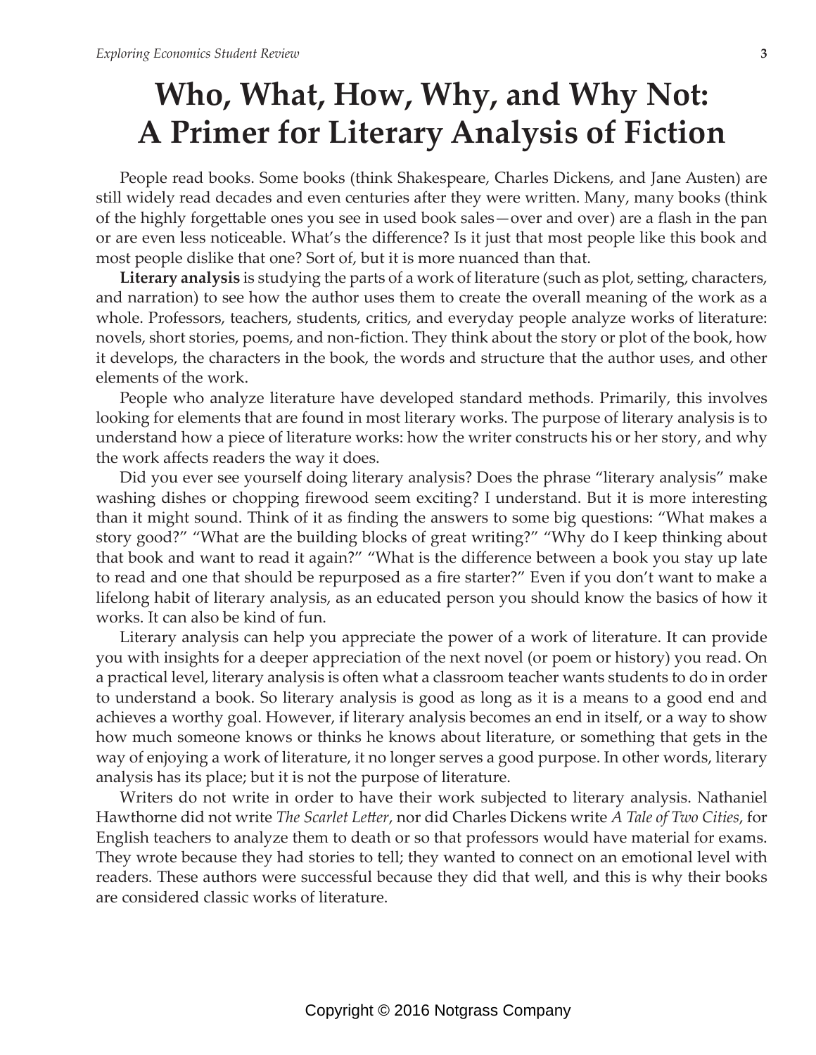# Who, What, How, Why, and Why Not: A Primer for Literary Analysis of Fiction

People read books. Some books (think Shakespeare, Charles Dickens, and Jane Austen) are still widely read decades and even centuries after they were written. Many, many books (think of the highly forgettable ones you see in used book sales—over and over) are a flash in the pan or are even less noticeable. What's the difference? Is it just that most people like this book and most people dislike that one? Sort of, but it is more nuanced than that.

**Literary analysis** is studying the parts of a work of literature (such as plot, setting, characters, and narration) to see how the author uses them to create the overall meaning of the work as a whole. Professors, teachers, students, critics, and everyday people analyze works of literature: novels, short stories, poems, and non-fiction. They think about the story or plot of the book, how it develops, the characters in the book, the words and structure that the author uses, and other elements of the work.

People who analyze literature have developed standard methods. Primarily, this involves looking for elements that are found in most literary works. The purpose of literary analysis is to understand how a piece of literature works: how the writer constructs his or her story, and why the work affects readers the way it does.

Did you ever see yourself doing literary analysis? Does the phrase "literary analysis" make washing dishes or chopping firewood seem exciting? I understand. But it is more interesting than it might sound. Think of it as finding the answers to some big questions: "What makes a story good?" "What are the building blocks of great writing?" "Why do I keep thinking about that book and want to read it again?" "What is the difference between a book you stay up late to read and one that should be repurposed as a fire starter?" Even if you don't want to make a lifelong habit of literary analysis, as an educated person you should know the basics of how it works. It can also be kind of fun.

Literary analysis can help you appreciate the power of a work of literature. It can provide you with insights for a deeper appreciation of the next novel (or poem or history) you read. On a practical level, literary analysis is often what a classroom teacher wants students to do in order to understand a book. So literary analysis is good as long as it is a means to a good end and achieves a worthy goal. However, if literary analysis becomes an end in itself, or a way to show how much someone knows or thinks he knows about literature, or something that gets in the way of enjoying a work of literature, it no longer serves a good purpose. In other words, literary analysis has its place; but it is not the purpose of literature.

Writers do not write in order to have their work subjected to literary analysis. Nathaniel Hawthorne did not write *The Scarlet Letter*, nor did Charles Dickens write *A Tale of Two Cities*, for English teachers to analyze them to death or so that professors would have material for exams. They wrote because they had stories to tell; they wanted to connect on an emotional level with readers. These authors were successful because they did that well, and this is why their books are considered classic works of literature.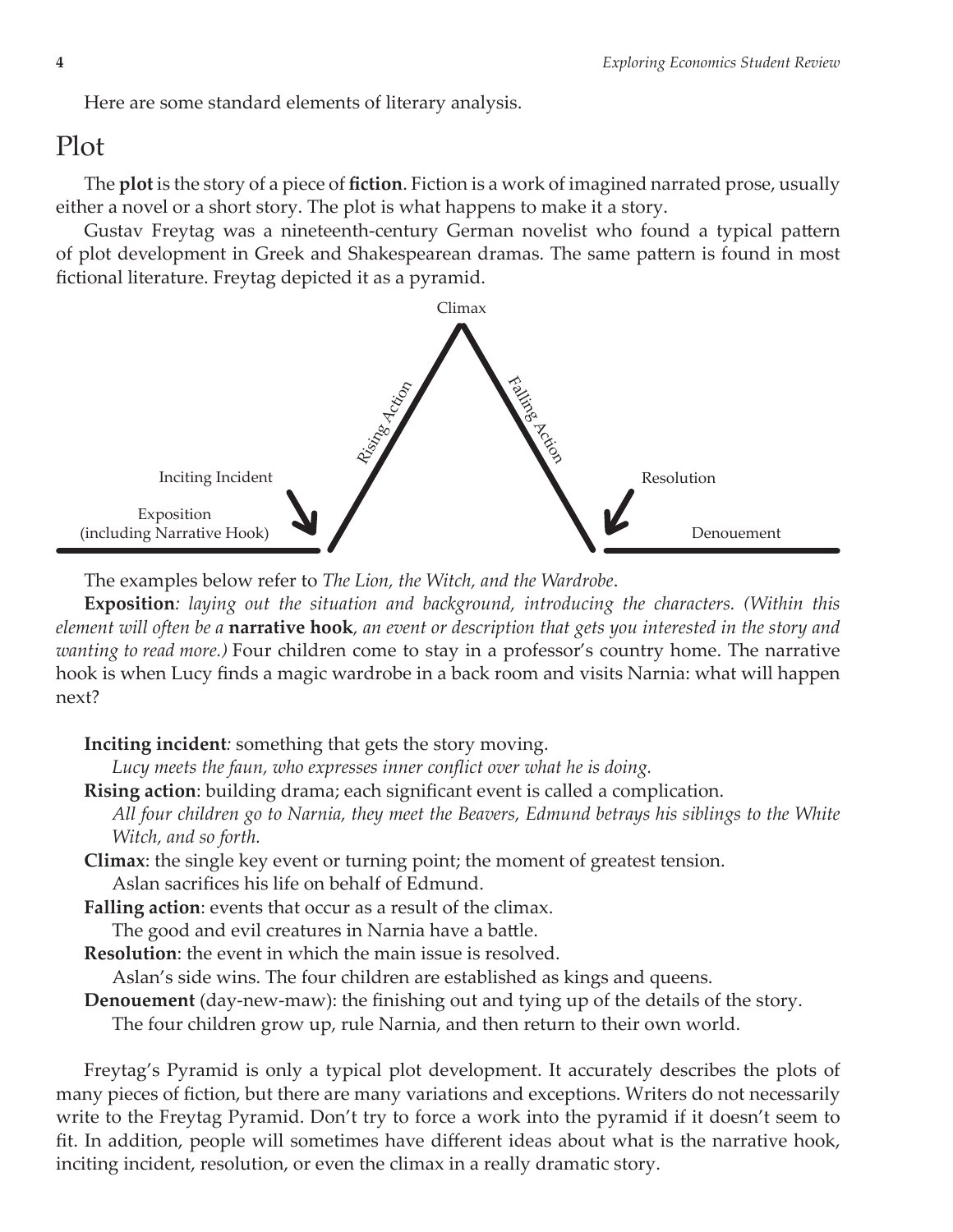Here are some standard elements of literary analysis.

## Plot

The **plot** is the story of a piece of **fiction**. Fiction is a work of imagined narrated prose, usually either a novel or a short story. The plot is what happens to make it a story.

Gustav Freytag was a nineteenth-century German novelist who found a typical pattern of plot development in Greek and Shakespearean dramas. The same pattern is found in most fictional literature. Freytag depicted it as a pyramid.

The examples below refer to *The Lion, the Witch, and the Wardrobe*.

**Exposition***: laying out the situation and background, introducing the characters. (Within this element will often be a* **narrative hook***, an event or description that gets you interested in the story and wanting to read more.)* Four children come to stay in a professor's country home. The narrative hook is when Lucy finds a magic wardrobe in a back room and visits Narnia: what will happen next?

**Inciting incident***:* something that gets the story moving.
*Lucy meets the faun, who expresses inner conflict over what he is doing.*

**Rising action**: building drama; each significant event is called a complication.
*All four children go to Narnia, they meet the Beavers, Edmund betrays his siblings to the White Witch, and so forth.*

**Climax**: the single key event or turning point; the moment of greatest tension.
Aslan sacrifices his life on behalf of Edmund.

**Falling action**: events that occur as a result of the climax.
The good and evil creatures in Narnia have a battle.

**Resolution**: the event in which the main issue is resolved.
Aslan's side wins. The four children are established as kings and queens.

**Denouement** (day-new-maw): the finishing out and tying up of the details of the story.
The four children grow up, rule Narnia, and then return to their own world.

Freytag's Pyramid is only a typical plot development. It accurately describes the plots of many pieces of fiction, but there are many variations and exceptions. Writers do not necessarily write to the Freytag Pyramid. Don't try to force a work into the pyramid if it doesn't seem to fit. In addition, people will sometimes have different ideas about what is the narrative hook, inciting incident, resolution, or even the climax in a really dramatic story.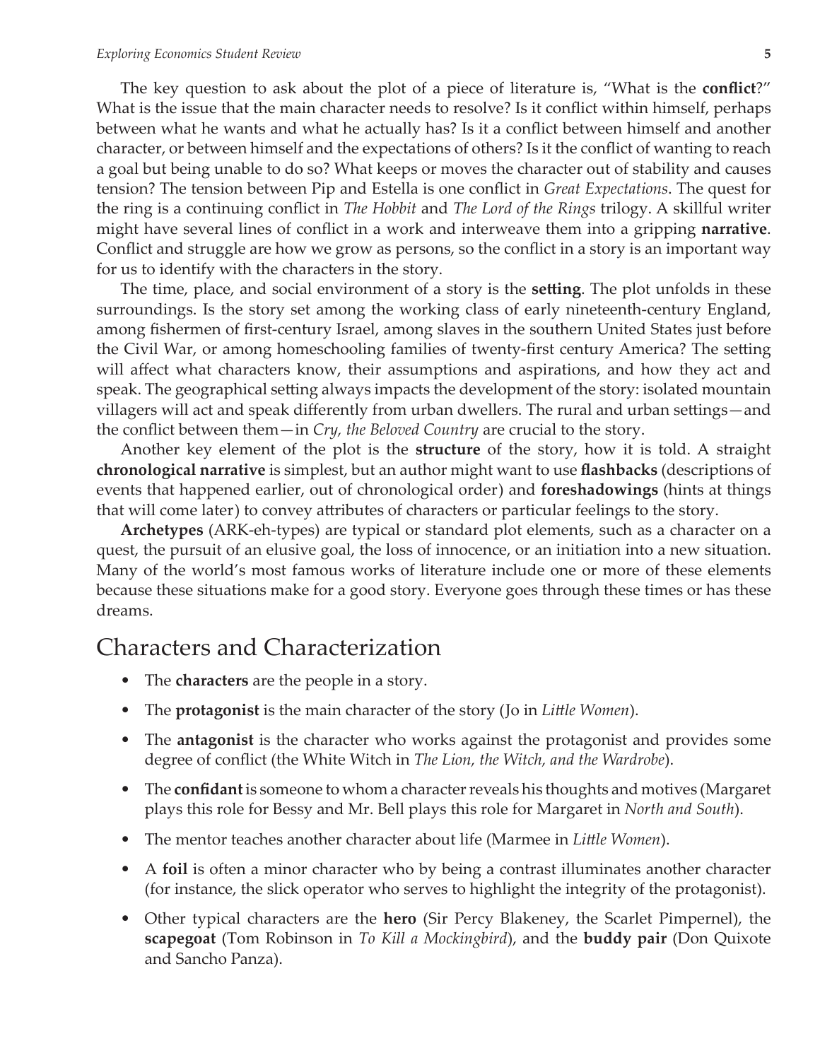The key question to ask about the plot of a piece of literature is, "What is the **conflict**?" What is the issue that the main character needs to resolve? Is it conflict within himself, perhaps between what he wants and what he actually has? Is it a conflict between himself and another character, or between himself and the expectations of others? Is it the conflict of wanting to reach a goal but being unable to do so? What keeps or moves the character out of stability and causes tension? The tension between Pip and Estella is one conflict in *Great Expectations*. The quest for the ring is a continuing conflict in *The Hobbit* and *The Lord of the Rings* trilogy. A skillful writer might have several lines of conflict in a work and interweave them into a gripping **narrative**. Conflict and struggle are how we grow as persons, so the conflict in a story is an important way for us to identify with the characters in the story.

The time, place, and social environment of a story is the **setting**. The plot unfolds in these surroundings. Is the story set among the working class of early nineteenth-century England, among fishermen of first-century Israel, among slaves in the southern United States just before the Civil War, or among homeschooling families of twenty-first century America? The setting will affect what characters know, their assumptions and aspirations, and how they act and speak. The geographical setting always impacts the development of the story: isolated mountain villagers will act and speak differently from urban dwellers. The rural and urban settings—and the conflict between them—in *Cry, the Beloved Country* are crucial to the story.

Another key element of the plot is the **structure** of the story, how it is told. A straight **chronological narrative** is simplest, but an author might want to use **flashbacks** (descriptions of events that happened earlier, out of chronological order) and **foreshadowings** (hints at things that will come later) to convey attributes of characters or particular feelings to the story.

**Archetypes** (ARK-eh-types) are typical or standard plot elements, such as a character on a quest, the pursuit of an elusive goal, the loss of innocence, or an initiation into a new situation. Many of the world's most famous works of literature include one or more of these elements because these situations make for a good story. Everyone goes through these times or has these dreams.

## Characters and Characterization

- The **characters** are the people in a story.
- The **protagonist** is the main character of the story (Jo in *Little Women*).
- The **antagonist** is the character who works against the protagonist and provides some degree of conflict (the White Witch in *The Lion, the Witch, and the Wardrobe*).
- The **confidant** is someone to whom a character reveals his thoughts and motives (Margaret plays this role for Bessy and Mr. Bell plays this role for Margaret in *North and South*).
- The mentor teaches another character about life (Marmee in *Little Women*).
- A **foil** is often a minor character who by being a contrast illuminates another character (for instance, the slick operator who serves to highlight the integrity of the protagonist).
- Other typical characters are the **hero** (Sir Percy Blakeney, the Scarlet Pimpernel), the **scapegoat** (Tom Robinson in *To Kill a Mockingbird*), and the **buddy pair** (Don Quixote and Sancho Panza).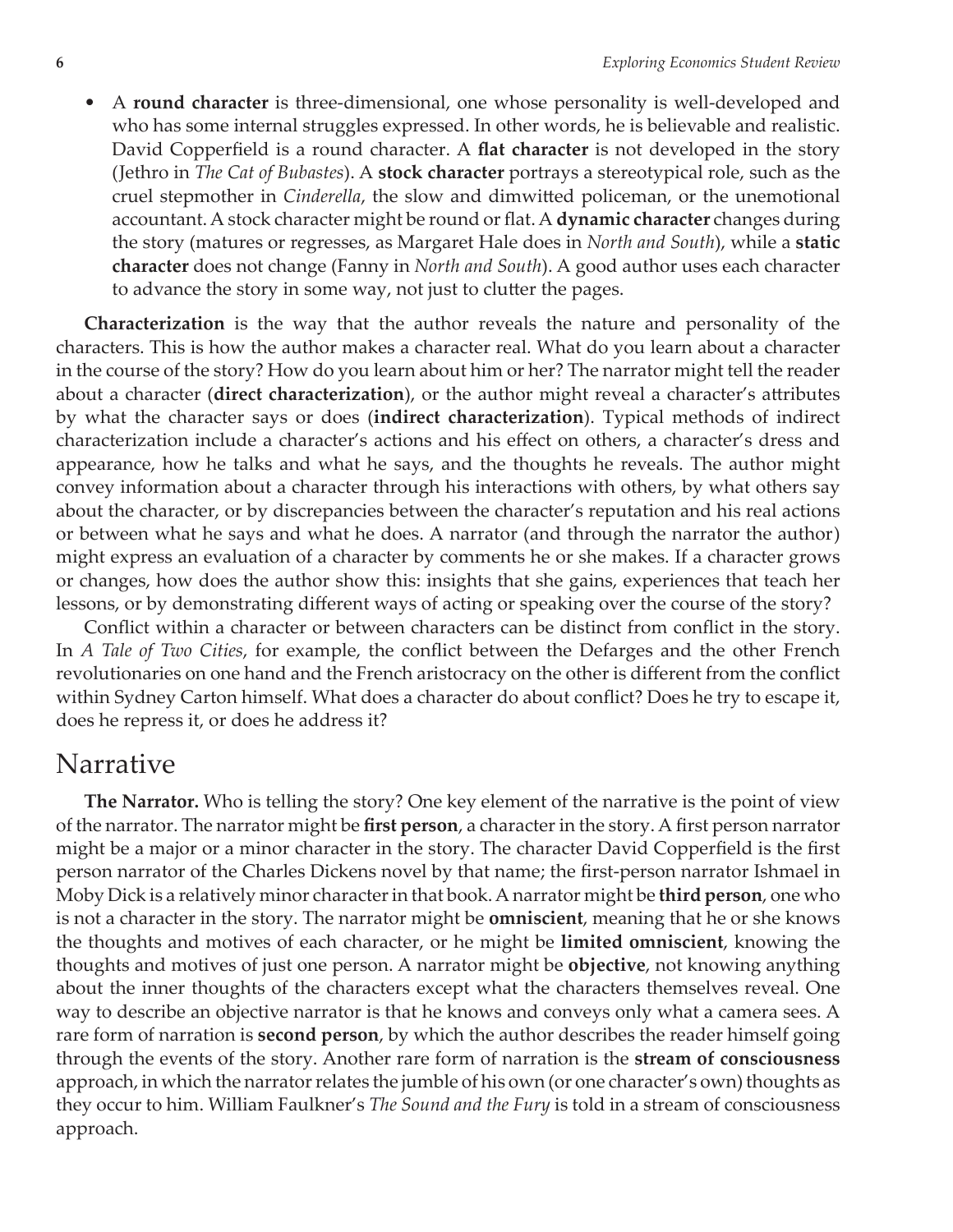- A **round character** is three-dimensional, one whose personality is well-developed and who has some internal struggles expressed. In other words, he is believable and realistic. David Copperfield is a round character. A **flat character** is not developed in the story (Jethro in *The Cat of Bubastes*). A **stock character** portrays a stereotypical role, such as the cruel stepmother in *Cinderella*, the slow and dimwitted policeman, or the unemotional accountant. A stock character might be round or flat. A **dynamic character** changes during the story (matures or regresses, as Margaret Hale does in *North and South*), while a **static character** does not change (Fanny in *North and South*). A good author uses each character to advance the story in some way, not just to clutter the pages.

**Characterization** is the way that the author reveals the nature and personality of the characters. This is how the author makes a character real. What do you learn about a character in the course of the story? How do you learn about him or her? The narrator might tell the reader about a character (**direct characterization**), or the author might reveal a character's attributes by what the character says or does (**indirect characterization**). Typical methods of indirect characterization include a character's actions and his effect on others, a character's dress and appearance, how he talks and what he says, and the thoughts he reveals. The author might convey information about a character through his interactions with others, by what others say about the character, or by discrepancies between the character's reputation and his real actions or between what he says and what he does. A narrator (and through the narrator the author) might express an evaluation of a character by comments he or she makes. If a character grows or changes, how does the author show this: insights that she gains, experiences that teach her lessons, or by demonstrating different ways of acting or speaking over the course of the story?

Conflict within a character or between characters can be distinct from conflict in the story. In *A Tale of Two Cities*, for example, the conflict between the Defarges and the other French revolutionaries on one hand and the French aristocracy on the other is different from the conflict within Sydney Carton himself. What does a character do about conflict? Does he try to escape it, does he repress it, or does he address it?

## Narrative

**The Narrator.** Who is telling the story? One key element of the narrative is the point of view of the narrator. The narrator might be **first person**, a character in the story. A first person narrator might be a major or a minor character in the story. The character David Copperfield is the first person narrator of the Charles Dickens novel by that name; the first-person narrator Ishmael in Moby Dick is a relatively minor character in that book. A narrator might be **third person**, one who is not a character in the story. The narrator might be **omniscient**, meaning that he or she knows the thoughts and motives of each character, or he might be **limited omniscient**, knowing the thoughts and motives of just one person. A narrator might be **objective**, not knowing anything about the inner thoughts of the characters except what the characters themselves reveal. One way to describe an objective narrator is that he knows and conveys only what a camera sees. A rare form of narration is **second person**, by which the author describes the reader himself going through the events of the story. Another rare form of narration is the **stream of consciousness** approach, in which the narrator relates the jumble of his own (or one character's own) thoughts as they occur to him. William Faulkner's *The Sound and the Fury* is told in a stream of consciousness approach.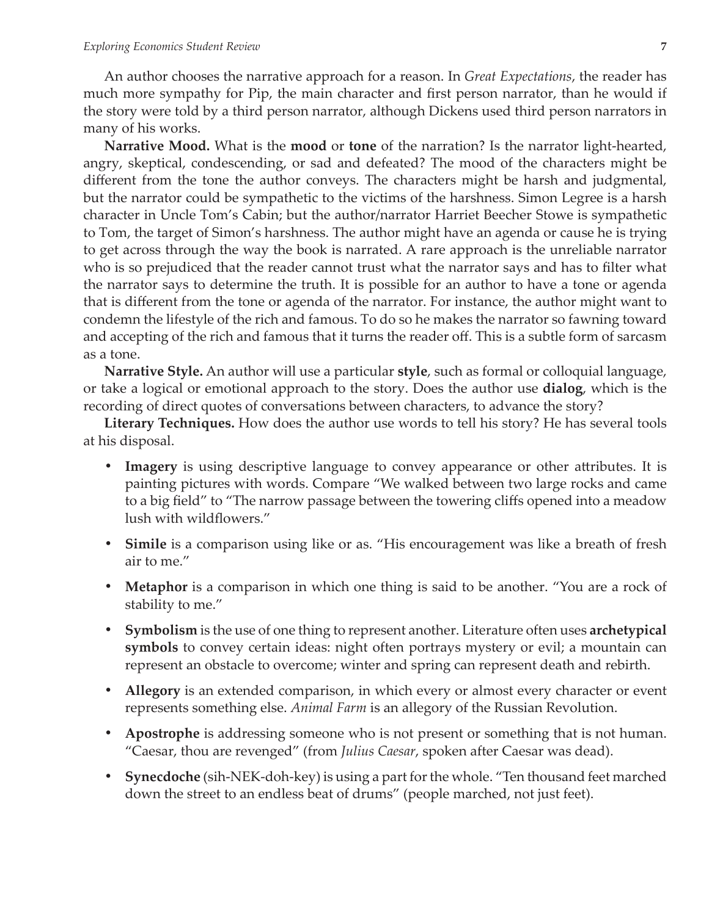An author chooses the narrative approach for a reason. In *Great Expectations*, the reader has much more sympathy for Pip, the main character and first person narrator, than he would if the story were told by a third person narrator, although Dickens used third person narrators in many of his works.

**Narrative Mood.** What is the **mood** or **tone** of the narration? Is the narrator light-hearted, angry, skeptical, condescending, or sad and defeated? The mood of the characters might be different from the tone the author conveys. The characters might be harsh and judgmental, but the narrator could be sympathetic to the victims of the harshness. Simon Legree is a harsh character in Uncle Tom's Cabin; but the author/narrator Harriet Beecher Stowe is sympathetic to Tom, the target of Simon's harshness. The author might have an agenda or cause he is trying to get across through the way the book is narrated. A rare approach is the unreliable narrator who is so prejudiced that the reader cannot trust what the narrator says and has to filter what the narrator says to determine the truth. It is possible for an author to have a tone or agenda that is different from the tone or agenda of the narrator. For instance, the author might want to condemn the lifestyle of the rich and famous. To do so he makes the narrator so fawning toward and accepting of the rich and famous that it turns the reader off. This is a subtle form of sarcasm as a tone.

**Narrative Style.** An author will use a particular **style**, such as formal or colloquial language, or take a logical or emotional approach to the story. Does the author use **dialog**, which is the recording of direct quotes of conversations between characters, to advance the story?

**Literary Techniques.** How does the author use words to tell his story? He has several tools at his disposal.

- **Imagery** is using descriptive language to convey appearance or other attributes. It is painting pictures with words. Compare "We walked between two large rocks and came to a big field" to "The narrow passage between the towering cliffs opened into a meadow lush with wildflowers."
- **Simile** is a comparison using like or as. "His encouragement was like a breath of fresh air to me."
- **Metaphor** is a comparison in which one thing is said to be another. "You are a rock of stability to me."
- **Symbolism** is the use of one thing to represent another. Literature often uses **archetypical symbols** to convey certain ideas: night often portrays mystery or evil; a mountain can represent an obstacle to overcome; winter and spring can represent death and rebirth.
- **Allegory** is an extended comparison, in which every or almost every character or event represents something else. *Animal Farm* is an allegory of the Russian Revolution.
- **Apostrophe** is addressing someone who is not present or something that is not human. "Caesar, thou are revenged" (from *Julius Caesar*, spoken after Caesar was dead).
- **Synecdoche** (sih-NEK-doh-key) is using a part for the whole. "Ten thousand feet marched down the street to an endless beat of drums" (people marched, not just feet).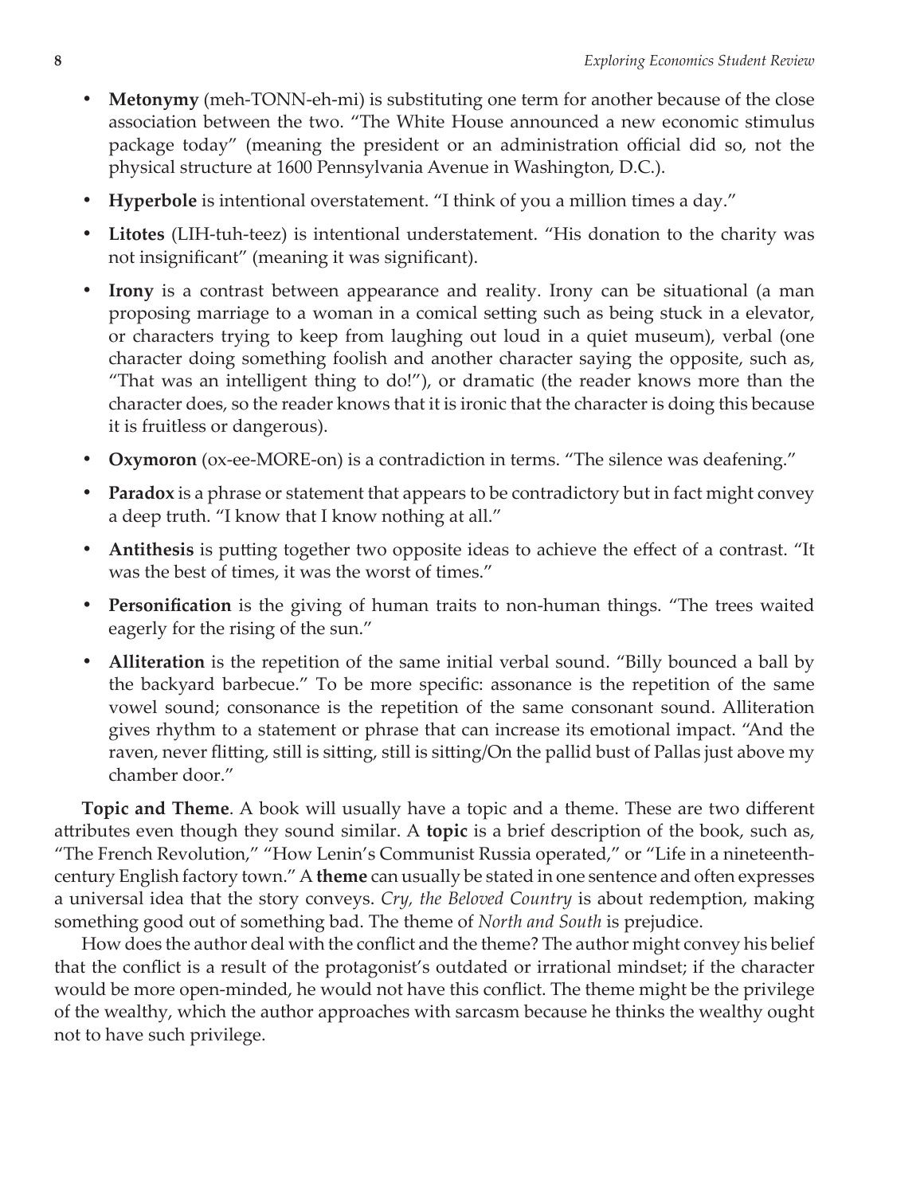- **Metonymy** (meh-TONN-eh-mi) is substituting one term for another because of the close association between the two. "The White House announced a new economic stimulus package today" (meaning the president or an administration official did so, not the physical structure at 1600 Pennsylvania Avenue in Washington, D.C.).
- **Hyperbole** is intentional overstatement. "I think of you a million times a day."
- **Litotes** (LIH-tuh-teez) is intentional understatement. "His donation to the charity was not insignificant" (meaning it was significant).
- **Irony** is a contrast between appearance and reality. Irony can be situational (a man proposing marriage to a woman in a comical setting such as being stuck in a elevator, or characters trying to keep from laughing out loud in a quiet museum), verbal (one character doing something foolish and another character saying the opposite, such as, "That was an intelligent thing to do!"), or dramatic (the reader knows more than the character does, so the reader knows that it is ironic that the character is doing this because it is fruitless or dangerous).
- **Oxymoron** (ox-ee-MORE-on) is a contradiction in terms. "The silence was deafening."
- **Paradox** is a phrase or statement that appears to be contradictory but in fact might convey a deep truth. "I know that I know nothing at all."
- **Antithesis** is putting together two opposite ideas to achieve the effect of a contrast. "It was the best of times, it was the worst of times."
- **Personification** is the giving of human traits to non-human things. "The trees waited eagerly for the rising of the sun."
- **Alliteration** is the repetition of the same initial verbal sound. "Billy bounced a ball by the backyard barbecue." To be more specific: assonance is the repetition of the same vowel sound; consonance is the repetition of the same consonant sound. Alliteration gives rhythm to a statement or phrase that can increase its emotional impact. "And the raven, never flitting, still is sitting, still is sitting/On the pallid bust of Pallas just above my chamber door."

**Topic and Theme**. A book will usually have a topic and a theme. These are two different attributes even though they sound similar. A **topic** is a brief description of the book, such as, "The French Revolution," "How Lenin's Communist Russia operated," or "Life in a nineteenth-century English factory town." A **theme** can usually be stated in one sentence and often expresses a universal idea that the story conveys. *Cry, the Beloved Country* is about redemption, making something good out of something bad. The theme of *North and South* is prejudice.

How does the author deal with the conflict and the theme? The author might convey his belief that the conflict is a result of the protagonist's outdated or irrational mindset; if the character would be more open-minded, he would not have this conflict. The theme might be the privilege of the wealthy, which the author approaches with sarcasm because he thinks the wealthy ought not to have such privilege.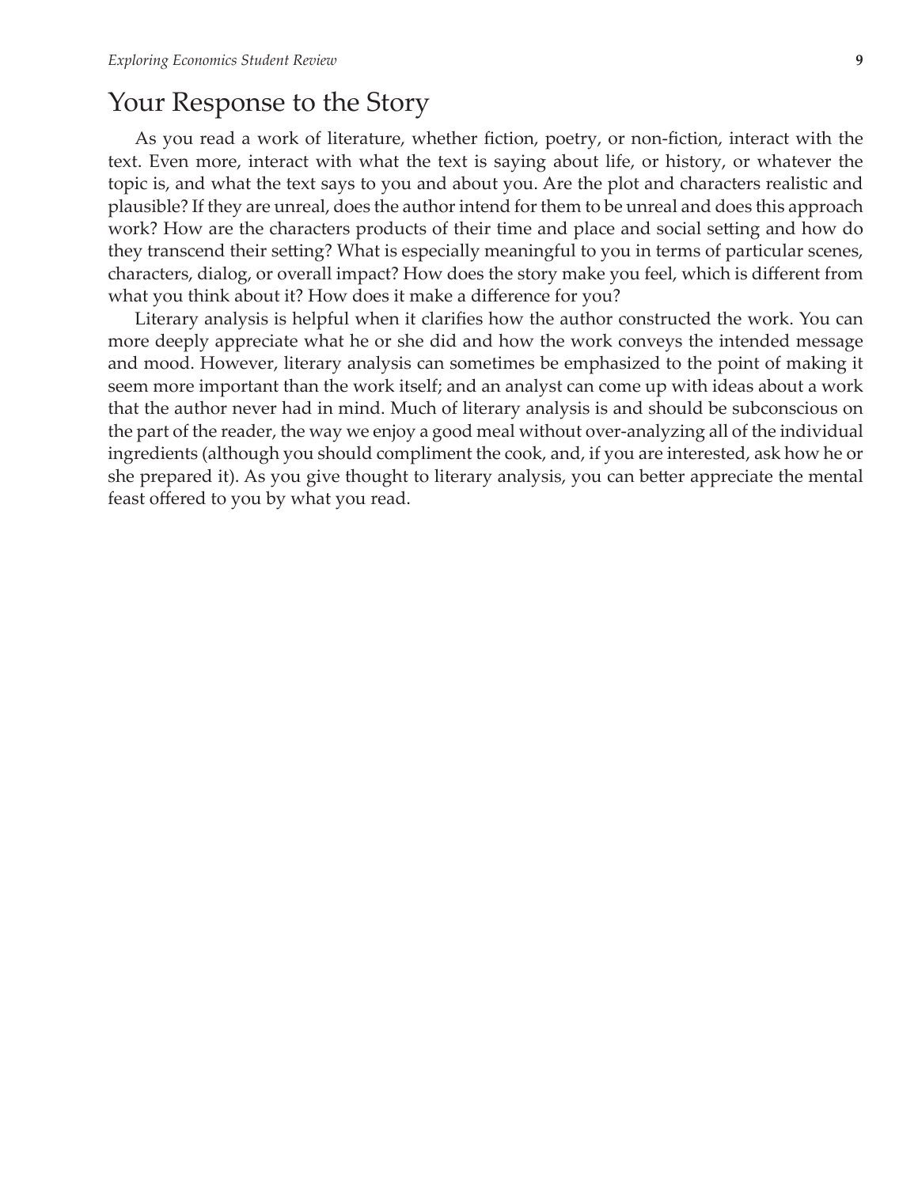## Your Response to the Story

As you read a work of literature, whether fiction, poetry, or non-fiction, interact with the text. Even more, interact with what the text is saying about life, or history, or whatever the topic is, and what the text says to you and about you. Are the plot and characters realistic and plausible? If they are unreal, does the author intend for them to be unreal and does this approach work? How are the characters products of their time and place and social setting and how do they transcend their setting? What is especially meaningful to you in terms of particular scenes, characters, dialog, or overall impact? How does the story make you feel, which is different from what you think about it? How does it make a difference for you?

Literary analysis is helpful when it clarifies how the author constructed the work. You can more deeply appreciate what he or she did and how the work conveys the intended message and mood. However, literary analysis can sometimes be emphasized to the point of making it seem more important than the work itself; and an analyst can come up with ideas about a work that the author never had in mind. Much of literary analysis is and should be subconscious on the part of the reader, the way we enjoy a good meal without over-analyzing all of the individual ingredients (although you should compliment the cook, and, if you are interested, ask how he or she prepared it). As you give thought to literary analysis, you can better appreciate the mental feast offered to you by what you read.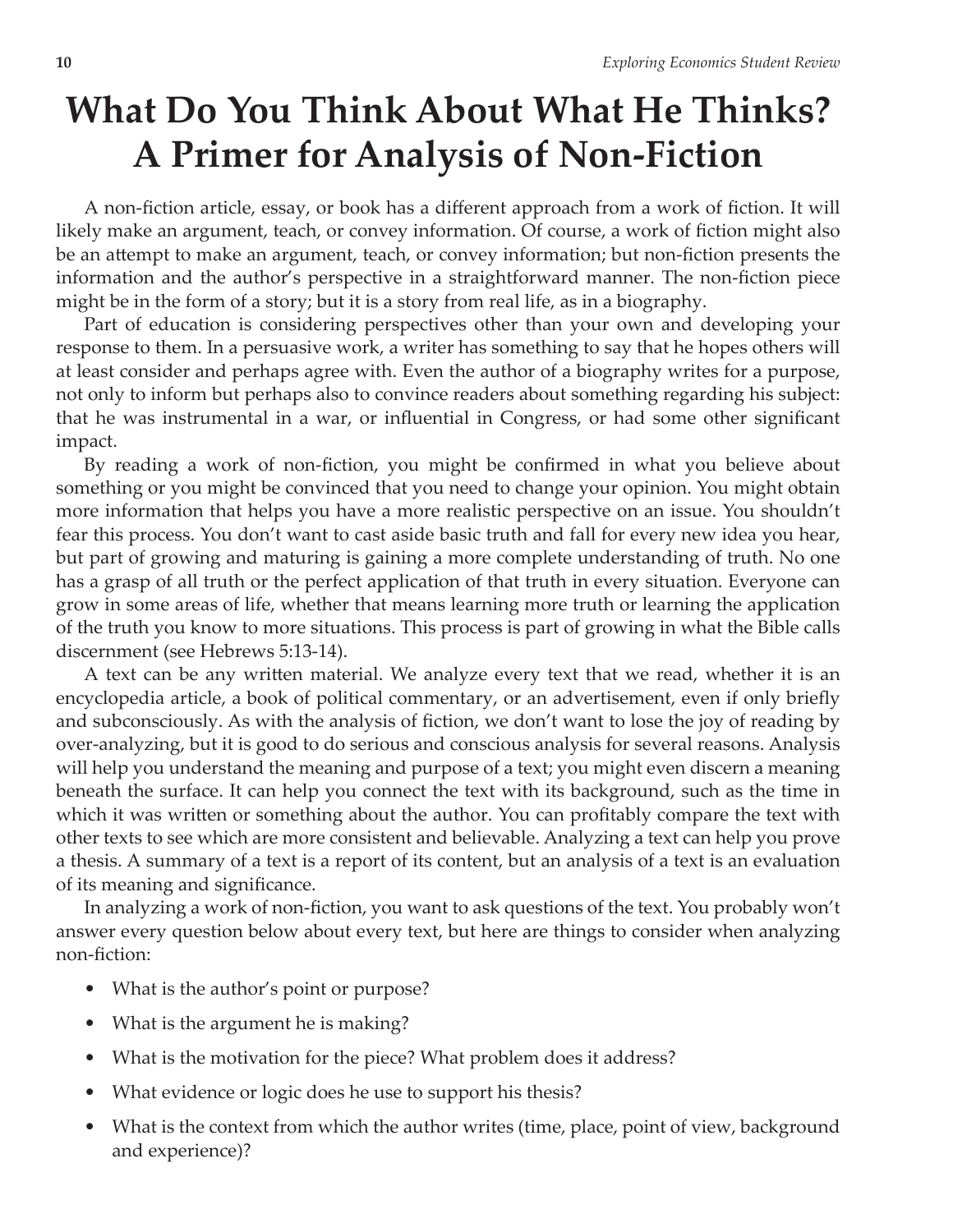# What Do You Think About What He Thinks? A Primer for Analysis of Non-Fiction

A non-fiction article, essay, or book has a different approach from a work of fiction. It will likely make an argument, teach, or convey information. Of course, a work of fiction might also be an attempt to make an argument, teach, or convey information; but non-fiction presents the information and the author's perspective in a straightforward manner. The non-fiction piece might be in the form of a story; but it is a story from real life, as in a biography.

Part of education is considering perspectives other than your own and developing your response to them. In a persuasive work, a writer has something to say that he hopes others will at least consider and perhaps agree with. Even the author of a biography writes for a purpose, not only to inform but perhaps also to convince readers about something regarding his subject: that he was instrumental in a war, or influential in Congress, or had some other significant impact.

By reading a work of non-fiction, you might be confirmed in what you believe about something or you might be convinced that you need to change your opinion. You might obtain more information that helps you have a more realistic perspective on an issue. You shouldn't fear this process. You don't want to cast aside basic truth and fall for every new idea you hear, but part of growing and maturing is gaining a more complete understanding of truth. No one has a grasp of all truth or the perfect application of that truth in every situation. Everyone can grow in some areas of life, whether that means learning more truth or learning the application of the truth you know to more situations. This process is part of growing in what the Bible calls discernment (see Hebrews 5:13-14).

A text can be any written material. We analyze every text that we read, whether it is an encyclopedia article, a book of political commentary, or an advertisement, even if only briefly and subconsciously. As with the analysis of fiction, we don't want to lose the joy of reading by over-analyzing, but it is good to do serious and conscious analysis for several reasons. Analysis will help you understand the meaning and purpose of a text; you might even discern a meaning beneath the surface. It can help you connect the text with its background, such as the time in which it was written or something about the author. You can profitably compare the text with other texts to see which are more consistent and believable. Analyzing a text can help you prove a thesis. A summary of a text is a report of its content, but an analysis of a text is an evaluation of its meaning and significance.

In analyzing a work of non-fiction, you want to ask questions of the text. You probably won't answer every question below about every text, but here are things to consider when analyzing non-fiction:

- What is the author's point or purpose?
- What is the argument he is making?
- What is the motivation for the piece? What problem does it address?
- What evidence or logic does he use to support his thesis?
- What is the context from which the author writes (time, place, point of view, background and experience)?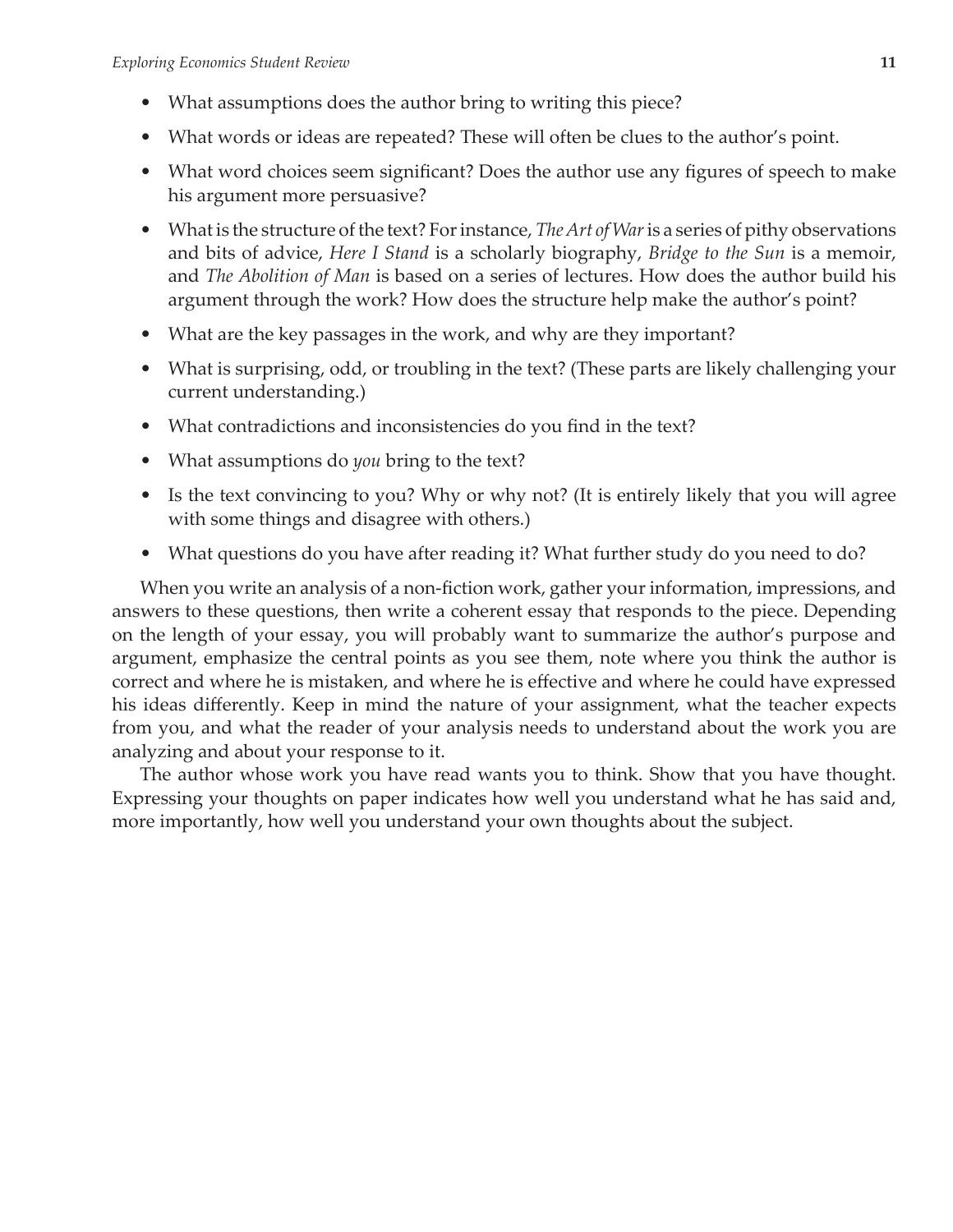- What assumptions does the author bring to writing this piece?
- What words or ideas are repeated? These will often be clues to the author's point.
- What word choices seem significant? Does the author use any figures of speech to make his argument more persuasive?
- What is the structure of the text? For instance, *The Art of War* is a series of pithy observations and bits of advice, *Here I Stand* is a scholarly biography, *Bridge to the Sun* is a memoir, and *The Abolition of Man* is based on a series of lectures. How does the author build his argument through the work? How does the structure help make the author's point?
- What are the key passages in the work, and why are they important?
- What is surprising, odd, or troubling in the text? (These parts are likely challenging your current understanding.)
- What contradictions and inconsistencies do you find in the text?
- What assumptions do *you* bring to the text?
- Is the text convincing to you? Why or why not? (It is entirely likely that you will agree with some things and disagree with others.)
- What questions do you have after reading it? What further study do you need to do?

When you write an analysis of a non-fiction work, gather your information, impressions, and answers to these questions, then write a coherent essay that responds to the piece. Depending on the length of your essay, you will probably want to summarize the author's purpose and argument, emphasize the central points as you see them, note where you think the author is correct and where he is mistaken, and where he is effective and where he could have expressed his ideas differently. Keep in mind the nature of your assignment, what the teacher expects from you, and what the reader of your analysis needs to understand about the work you are analyzing and about your response to it.

The author whose work you have read wants you to think. Show that you have thought. Expressing your thoughts on paper indicates how well you understand what he has said and, more importantly, how well you understand your own thoughts about the subject.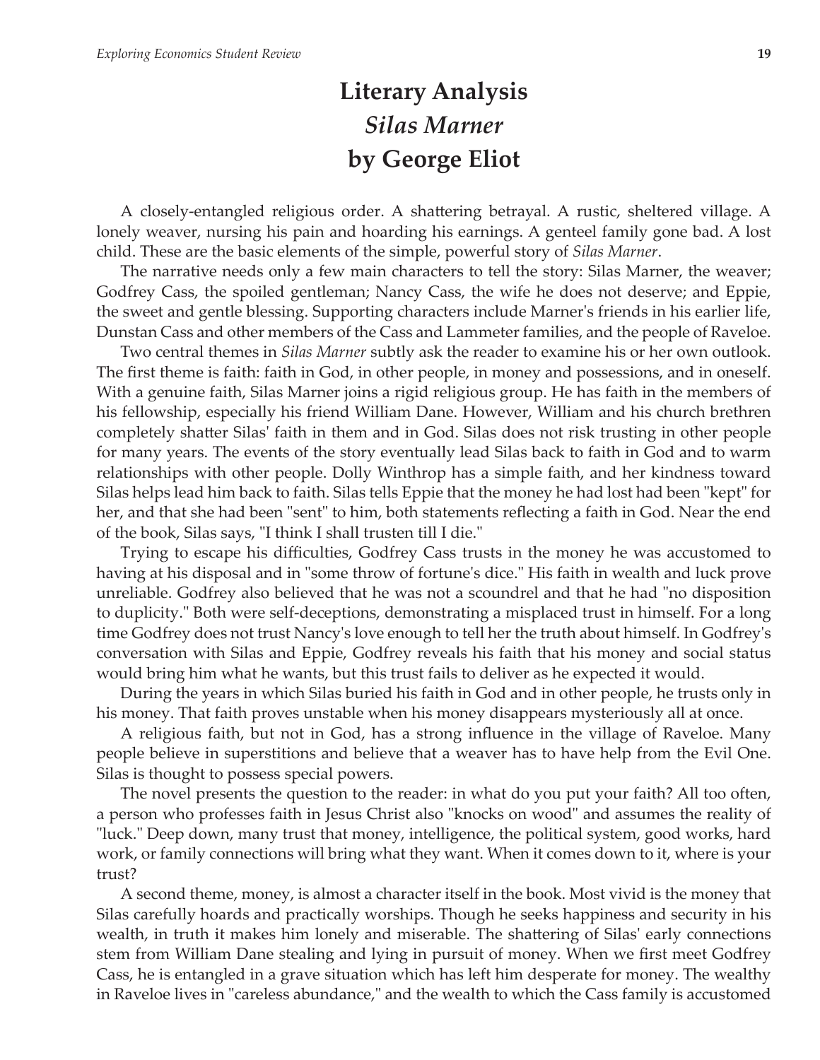# Literary Analysis
# *Silas Marner*
# by George Eliot

A closely-entangled religious order. A shattering betrayal. A rustic, sheltered village. A lonely weaver, nursing his pain and hoarding his earnings. A genteel family gone bad. A lost child. These are the basic elements of the simple, powerful story of *Silas Marner*.

The narrative needs only a few main characters to tell the story: Silas Marner, the weaver; Godfrey Cass, the spoiled gentleman; Nancy Cass, the wife he does not deserve; and Eppie, the sweet and gentle blessing. Supporting characters include Marner's friends in his earlier life, Dunstan Cass and other members of the Cass and Lammeter families, and the people of Raveloe.

Two central themes in *Silas Marner* subtly ask the reader to examine his or her own outlook. The first theme is faith: faith in God, in other people, in money and possessions, and in oneself. With a genuine faith, Silas Marner joins a rigid religious group. He has faith in the members of his fellowship, especially his friend William Dane. However, William and his church brethren completely shatter Silas' faith in them and in God. Silas does not risk trusting in other people for many years. The events of the story eventually lead Silas back to faith in God and to warm relationships with other people. Dolly Winthrop has a simple faith, and her kindness toward Silas helps lead him back to faith. Silas tells Eppie that the money he had lost had been "kept" for her, and that she had been "sent" to him, both statements reflecting a faith in God. Near the end of the book, Silas says, "I think I shall trusten till I die."

Trying to escape his difficulties, Godfrey Cass trusts in the money he was accustomed to having at his disposal and in "some throw of fortune's dice." His faith in wealth and luck prove unreliable. Godfrey also believed that he was not a scoundrel and that he had "no disposition to duplicity." Both were self-deceptions, demonstrating a misplaced trust in himself. For a long time Godfrey does not trust Nancy's love enough to tell her the truth about himself. In Godfrey's conversation with Silas and Eppie, Godfrey reveals his faith that his money and social status would bring him what he wants, but this trust fails to deliver as he expected it would.

During the years in which Silas buried his faith in God and in other people, he trusts only in his money. That faith proves unstable when his money disappears mysteriously all at once.

A religious faith, but not in God, has a strong influence in the village of Raveloe. Many people believe in superstitions and believe that a weaver has to have help from the Evil One. Silas is thought to possess special powers.

The novel presents the question to the reader: in what do you put your faith? All too often, a person who professes faith in Jesus Christ also "knocks on wood" and assumes the reality of "luck." Deep down, many trust that money, intelligence, the political system, good works, hard work, or family connections will bring what they want. When it comes down to it, where is your trust?

A second theme, money, is almost a character itself in the book. Most vivid is the money that Silas carefully hoards and practically worships. Though he seeks happiness and security in his wealth, in truth it makes him lonely and miserable. The shattering of Silas' early connections stem from William Dane stealing and lying in pursuit of money. When we first meet Godfrey Cass, he is entangled in a grave situation which has left him desperate for money. The wealthy in Raveloe lives in "careless abundance," and the wealth to which the Cass family is accustomed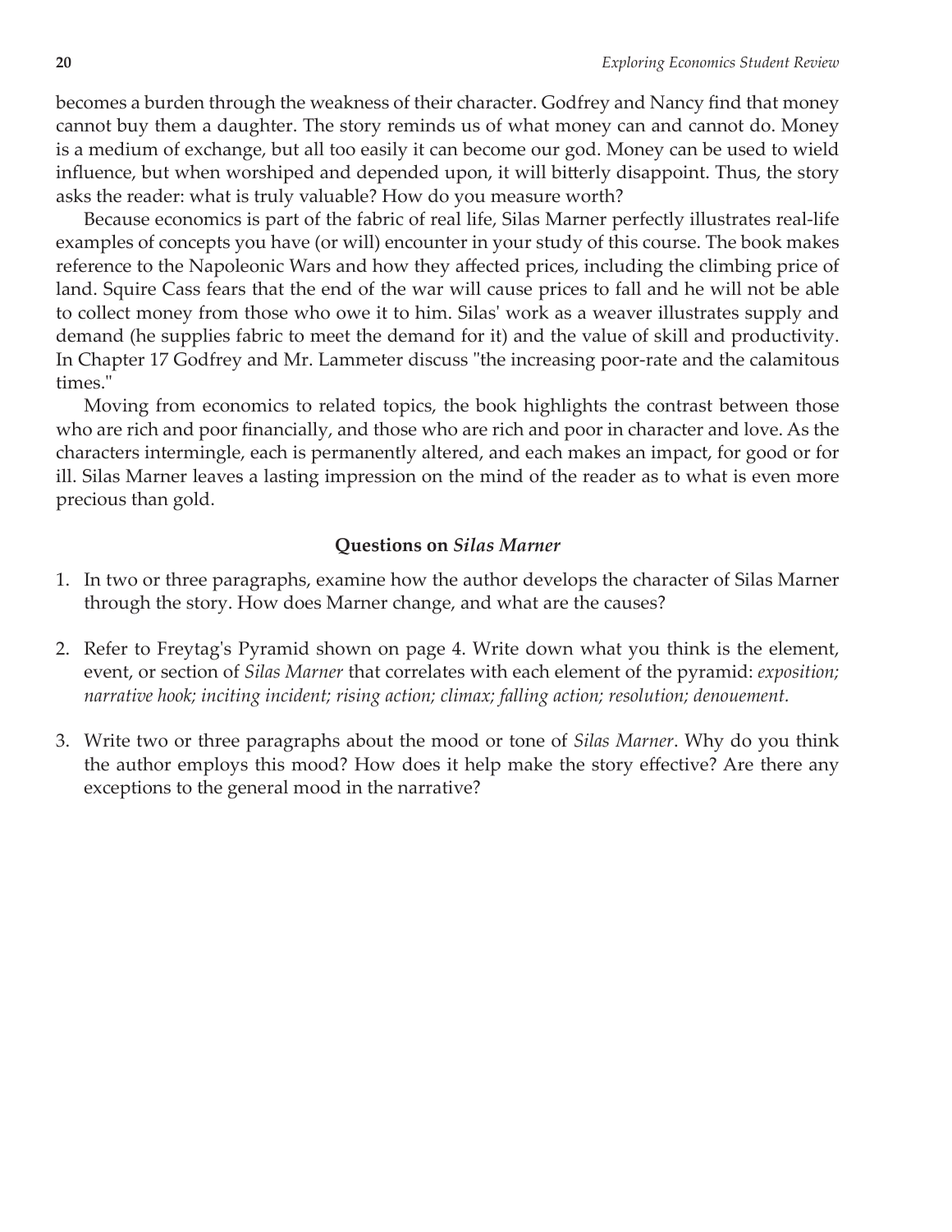becomes a burden through the weakness of their character. Godfrey and Nancy find that money cannot buy them a daughter. The story reminds us of what money can and cannot do. Money is a medium of exchange, but all too easily it can become our god. Money can be used to wield influence, but when worshiped and depended upon, it will bitterly disappoint. Thus, the story asks the reader: what is truly valuable? How do you measure worth?

Because economics is part of the fabric of real life, Silas Marner perfectly illustrates real-life examples of concepts you have (or will) encounter in your study of this course. The book makes reference to the Napoleonic Wars and how they affected prices, including the climbing price of land. Squire Cass fears that the end of the war will cause prices to fall and he will not be able to collect money from those who owe it to him. Silas' work as a weaver illustrates supply and demand (he supplies fabric to meet the demand for it) and the value of skill and productivity. In Chapter 17 Godfrey and Mr. Lammeter discuss "the increasing poor-rate and the calamitous times."

Moving from economics to related topics, the book highlights the contrast between those who are rich and poor financially, and those who are rich and poor in character and love. As the characters intermingle, each is permanently altered, and each makes an impact, for good or for ill. Silas Marner leaves a lasting impression on the mind of the reader as to what is even more precious than gold.

### Questions on *Silas Marner*

1. In two or three paragraphs, examine how the author develops the character of Silas Marner through the story. How does Marner change, and what are the causes?

2. Refer to Freytag's Pyramid shown on page 4. Write down what you think is the element, event, or section of *Silas Marner* that correlates with each element of the pyramid: *exposition; narrative hook; inciting incident; rising action; climax; falling action; resolution; denouement.*

3. Write two or three paragraphs about the mood or tone of *Silas Marner*. Why do you think the author employs this mood? How does it help make the story effective? Are there any exceptions to the general mood in the narrative?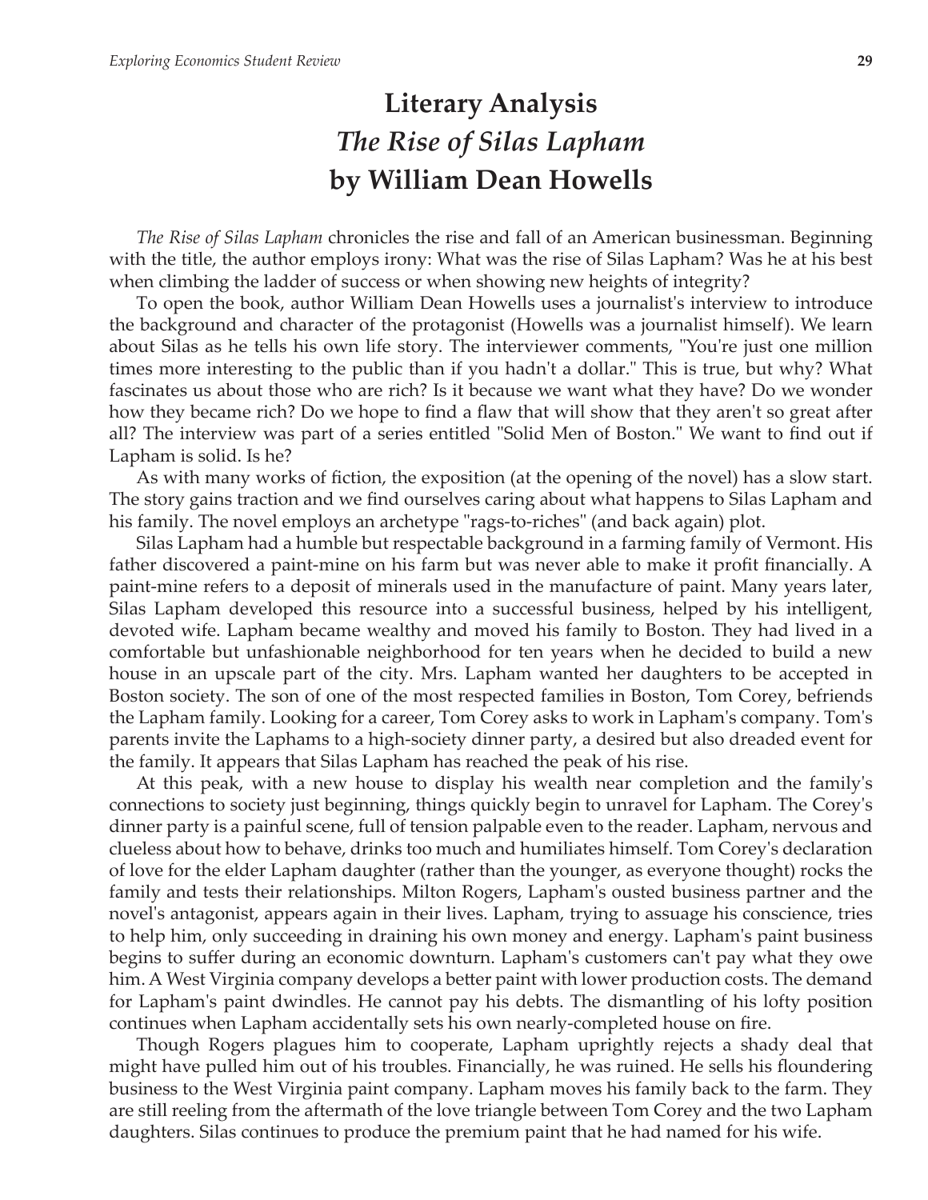# Literary Analysis
# *The Rise of Silas Lapham*
# by William Dean Howells

*The Rise of Silas Lapham* chronicles the rise and fall of an American businessman. Beginning with the title, the author employs irony: What was the rise of Silas Lapham? Was he at his best when climbing the ladder of success or when showing new heights of integrity?

To open the book, author William Dean Howells uses a journalist's interview to introduce the background and character of the protagonist (Howells was a journalist himself). We learn about Silas as he tells his own life story. The interviewer comments, "You're just one million times more interesting to the public than if you hadn't a dollar." This is true, but why? What fascinates us about those who are rich? Is it because we want what they have? Do we wonder how they became rich? Do we hope to find a flaw that will show that they aren't so great after all? The interview was part of a series entitled "Solid Men of Boston." We want to find out if Lapham is solid. Is he?

As with many works of fiction, the exposition (at the opening of the novel) has a slow start. The story gains traction and we find ourselves caring about what happens to Silas Lapham and his family. The novel employs an archetype "rags-to-riches" (and back again) plot.

Silas Lapham had a humble but respectable background in a farming family of Vermont. His father discovered a paint-mine on his farm but was never able to make it profit financially. A paint-mine refers to a deposit of minerals used in the manufacture of paint. Many years later, Silas Lapham developed this resource into a successful business, helped by his intelligent, devoted wife. Lapham became wealthy and moved his family to Boston. They had lived in a comfortable but unfashionable neighborhood for ten years when he decided to build a new house in an upscale part of the city. Mrs. Lapham wanted her daughters to be accepted in Boston society. The son of one of the most respected families in Boston, Tom Corey, befriends the Lapham family. Looking for a career, Tom Corey asks to work in Lapham's company. Tom's parents invite the Laphams to a high-society dinner party, a desired but also dreaded event for the family. It appears that Silas Lapham has reached the peak of his rise.

At this peak, with a new house to display his wealth near completion and the family's connections to society just beginning, things quickly begin to unravel for Lapham. The Corey's dinner party is a painful scene, full of tension palpable even to the reader. Lapham, nervous and clueless about how to behave, drinks too much and humiliates himself. Tom Corey's declaration of love for the elder Lapham daughter (rather than the younger, as everyone thought) rocks the family and tests their relationships. Milton Rogers, Lapham's ousted business partner and the novel's antagonist, appears again in their lives. Lapham, trying to assuage his conscience, tries to help him, only succeeding in draining his own money and energy. Lapham's paint business begins to suffer during an economic downturn. Lapham's customers can't pay what they owe him. A West Virginia company develops a better paint with lower production costs. The demand for Lapham's paint dwindles. He cannot pay his debts. The dismantling of his lofty position continues when Lapham accidentally sets his own nearly-completed house on fire.

Though Rogers plagues him to cooperate, Lapham uprightly rejects a shady deal that might have pulled him out of his troubles. Financially, he was ruined. He sells his floundering business to the West Virginia paint company. Lapham moves his family back to the farm. They are still reeling from the aftermath of the love triangle between Tom Corey and the two Lapham daughters. Silas continues to produce the premium paint that he had named for his wife.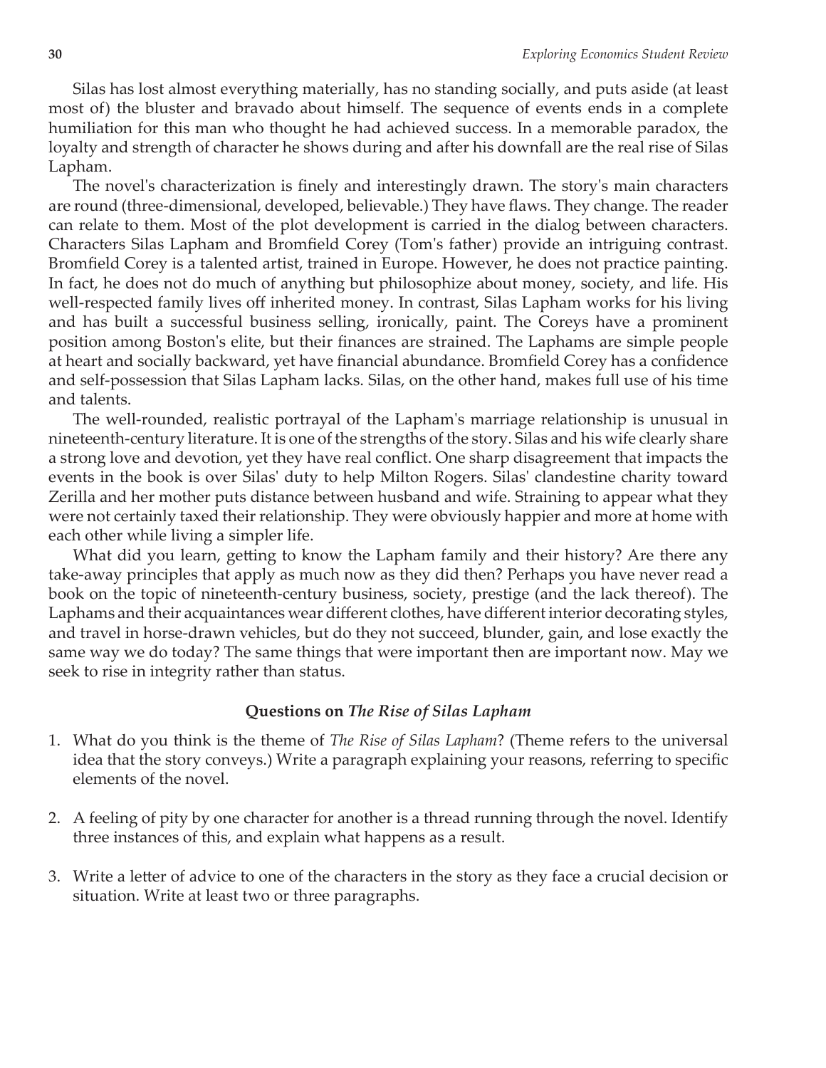Silas has lost almost everything materially, has no standing socially, and puts aside (at least most of) the bluster and bravado about himself. The sequence of events ends in a complete humiliation for this man who thought he had achieved success. In a memorable paradox, the loyalty and strength of character he shows during and after his downfall are the real rise of Silas Lapham.

The novel's characterization is finely and interestingly drawn. The story's main characters are round (three-dimensional, developed, believable.) They have flaws. They change. The reader can relate to them. Most of the plot development is carried in the dialog between characters. Characters Silas Lapham and Bromfield Corey (Tom's father) provide an intriguing contrast. Bromfield Corey is a talented artist, trained in Europe. However, he does not practice painting. In fact, he does not do much of anything but philosophize about money, society, and life. His well-respected family lives off inherited money. In contrast, Silas Lapham works for his living and has built a successful business selling, ironically, paint. The Coreys have a prominent position among Boston's elite, but their finances are strained. The Laphams are simple people at heart and socially backward, yet have financial abundance. Bromfield Corey has a confidence and self-possession that Silas Lapham lacks. Silas, on the other hand, makes full use of his time and talents.

The well-rounded, realistic portrayal of the Lapham's marriage relationship is unusual in nineteenth-century literature. It is one of the strengths of the story. Silas and his wife clearly share a strong love and devotion, yet they have real conflict. One sharp disagreement that impacts the events in the book is over Silas' duty to help Milton Rogers. Silas' clandestine charity toward Zerilla and her mother puts distance between husband and wife. Straining to appear what they were not certainly taxed their relationship. They were obviously happier and more at home with each other while living a simpler life.

What did you learn, getting to know the Lapham family and their history? Are there any take-away principles that apply as much now as they did then? Perhaps you have never read a book on the topic of nineteenth-century business, society, prestige (and the lack thereof). The Laphams and their acquaintances wear different clothes, have different interior decorating styles, and travel in horse-drawn vehicles, but do they not succeed, blunder, gain, and lose exactly the same way we do today? The same things that were important then are important now. May we seek to rise in integrity rather than status.

### Questions on *The Rise of Silas Lapham*

1. What do you think is the theme of *The Rise of Silas Lapham*? (Theme refers to the universal idea that the story conveys.) Write a paragraph explaining your reasons, referring to specific elements of the novel.

2. A feeling of pity by one character for another is a thread running through the novel. Identify three instances of this, and explain what happens as a result.

3. Write a letter of advice to one of the characters in the story as they face a crucial decision or situation. Write at least two or three paragraphs.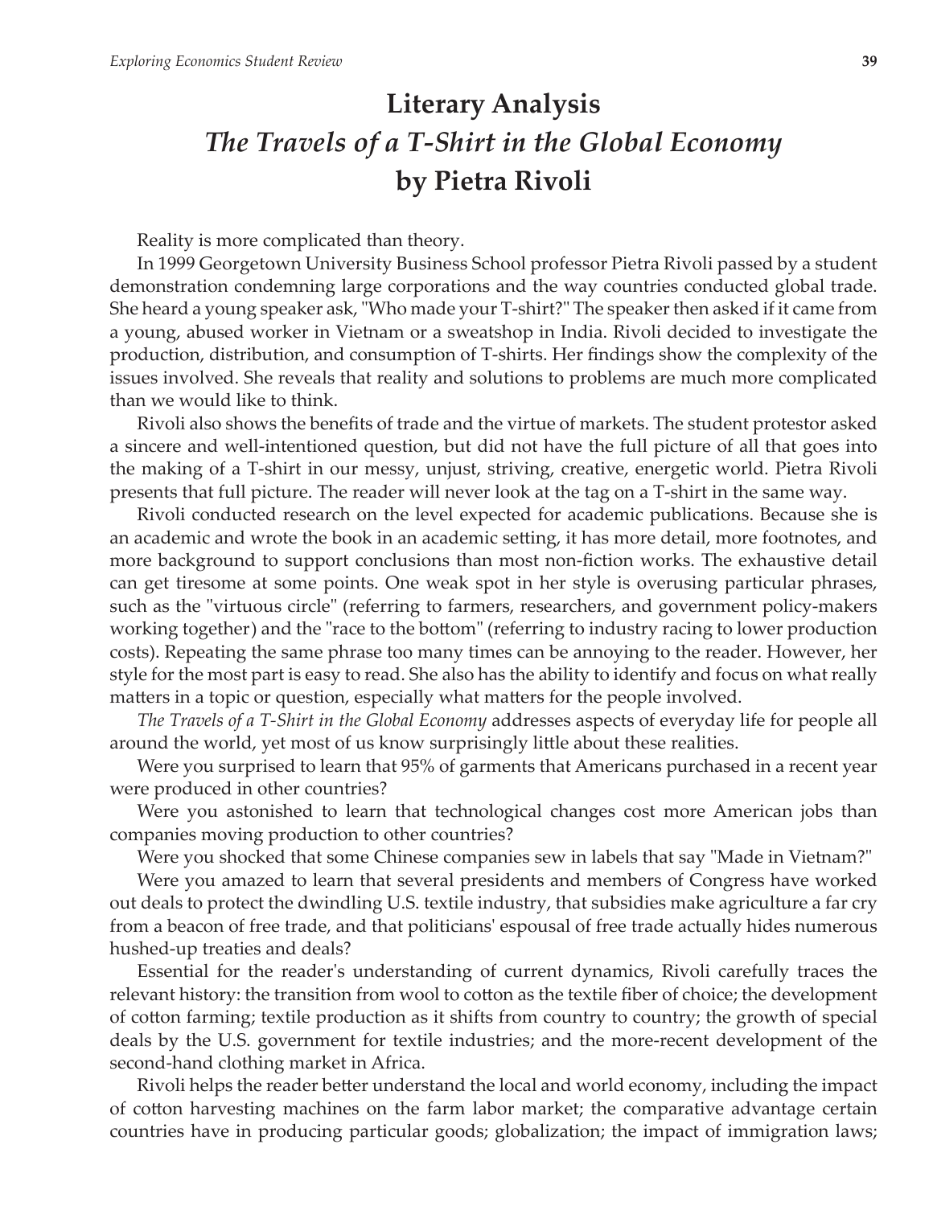# Literary Analysis

# *The Travels of a T-Shirt in the Global Economy* by Pietra Rivoli

Reality is more complicated than theory.

In 1999 Georgetown University Business School professor Pietra Rivoli passed by a student demonstration condemning large corporations and the way countries conducted global trade. She heard a young speaker ask, "Who made your T-shirt?" The speaker then asked if it came from a young, abused worker in Vietnam or a sweatshop in India. Rivoli decided to investigate the production, distribution, and consumption of T-shirts. Her findings show the complexity of the issues involved. She reveals that reality and solutions to problems are much more complicated than we would like to think.

Rivoli also shows the benefits of trade and the virtue of markets. The student protestor asked a sincere and well-intentioned question, but did not have the full picture of all that goes into the making of a T-shirt in our messy, unjust, striving, creative, energetic world. Pietra Rivoli presents that full picture. The reader will never look at the tag on a T-shirt in the same way.

Rivoli conducted research on the level expected for academic publications. Because she is an academic and wrote the book in an academic setting, it has more detail, more footnotes, and more background to support conclusions than most non-fiction works. The exhaustive detail can get tiresome at some points. One weak spot in her style is overusing particular phrases, such as the "virtuous circle" (referring to farmers, researchers, and government policy-makers working together) and the "race to the bottom" (referring to industry racing to lower production costs). Repeating the same phrase too many times can be annoying to the reader. However, her style for the most part is easy to read. She also has the ability to identify and focus on what really matters in a topic or question, especially what matters for the people involved.

*The Travels of a T-Shirt in the Global Economy* addresses aspects of everyday life for people all around the world, yet most of us know surprisingly little about these realities.

Were you surprised to learn that 95% of garments that Americans purchased in a recent year were produced in other countries?

Were you astonished to learn that technological changes cost more American jobs than companies moving production to other countries?

Were you shocked that some Chinese companies sew in labels that say "Made in Vietnam?"

Were you amazed to learn that several presidents and members of Congress have worked out deals to protect the dwindling U.S. textile industry, that subsidies make agriculture a far cry from a beacon of free trade, and that politicians' espousal of free trade actually hides numerous hushed-up treaties and deals?

Essential for the reader's understanding of current dynamics, Rivoli carefully traces the relevant history: the transition from wool to cotton as the textile fiber of choice; the development of cotton farming; textile production as it shifts from country to country; the growth of special deals by the U.S. government for textile industries; and the more-recent development of the second-hand clothing market in Africa.

Rivoli helps the reader better understand the local and world economy, including the impact of cotton harvesting machines on the farm labor market; the comparative advantage certain countries have in producing particular goods; globalization; the impact of immigration laws;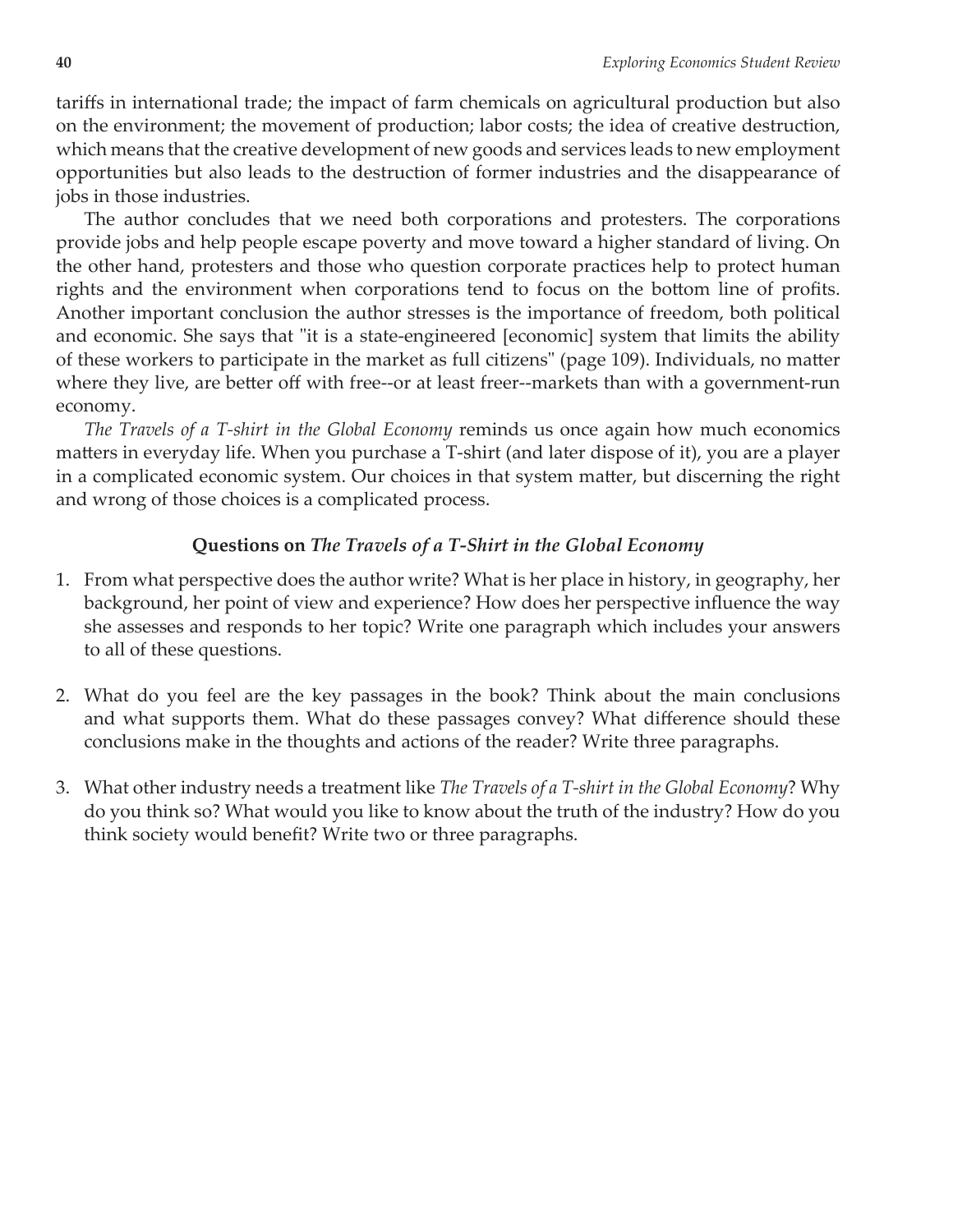tariffs in international trade; the impact of farm chemicals on agricultural production but also on the environment; the movement of production; labor costs; the idea of creative destruction, which means that the creative development of new goods and services leads to new employment opportunities but also leads to the destruction of former industries and the disappearance of jobs in those industries.

The author concludes that we need both corporations and protesters. The corporations provide jobs and help people escape poverty and move toward a higher standard of living. On the other hand, protesters and those who question corporate practices help to protect human rights and the environment when corporations tend to focus on the bottom line of profits. Another important conclusion the author stresses is the importance of freedom, both political and economic. She says that "it is a state-engineered [economic] system that limits the ability of these workers to participate in the market as full citizens" (page 109). Individuals, no matter where they live, are better off with free--or at least freer--markets than with a government-run economy.

*The Travels of a T-shirt in the Global Economy* reminds us once again how much economics matters in everyday life. When you purchase a T-shirt (and later dispose of it), you are a player in a complicated economic system. Our choices in that system matter, but discerning the right and wrong of those choices is a complicated process.

### Questions on *The Travels of a T-Shirt in the Global Economy*

1. From what perspective does the author write? What is her place in history, in geography, her background, her point of view and experience? How does her perspective influence the way she assesses and responds to her topic? Write one paragraph which includes your answers to all of these questions.

2. What do you feel are the key passages in the book? Think about the main conclusions and what supports them. What do these passages convey? What difference should these conclusions make in the thoughts and actions of the reader? Write three paragraphs.

3. What other industry needs a treatment like *The Travels of a T-shirt in the Global Economy*? Why do you think so? What would you like to know about the truth of the industry? How do you think society would benefit? Write two or three paragraphs.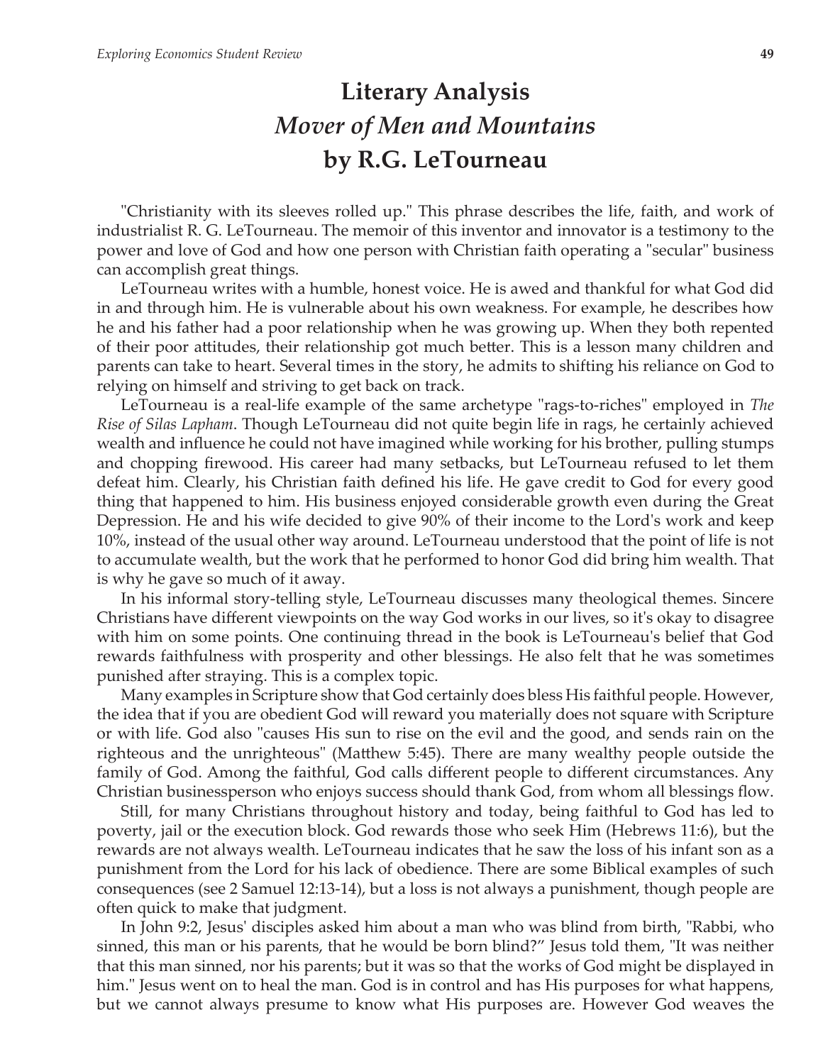# Literary Analysis
# *Mover of Men and Mountains*
# by R.G. LeTourneau

"Christianity with its sleeves rolled up." This phrase describes the life, faith, and work of industrialist R. G. LeTourneau. The memoir of this inventor and innovator is a testimony to the power and love of God and how one person with Christian faith operating a "secular" business can accomplish great things.

LeTourneau writes with a humble, honest voice. He is awed and thankful for what God did in and through him. He is vulnerable about his own weakness. For example, he describes how he and his father had a poor relationship when he was growing up. When they both repented of their poor attitudes, their relationship got much better. This is a lesson many children and parents can take to heart. Several times in the story, he admits to shifting his reliance on God to relying on himself and striving to get back on track.

LeTourneau is a real-life example of the same archetype "rags-to-riches" employed in *The Rise of Silas Lapham*. Though LeTourneau did not quite begin life in rags, he certainly achieved wealth and influence he could not have imagined while working for his brother, pulling stumps and chopping firewood. His career had many setbacks, but LeTourneau refused to let them defeat him. Clearly, his Christian faith defined his life. He gave credit to God for every good thing that happened to him. His business enjoyed considerable growth even during the Great Depression. He and his wife decided to give 90% of their income to the Lord's work and keep 10%, instead of the usual other way around. LeTourneau understood that the point of life is not to accumulate wealth, but the work that he performed to honor God did bring him wealth. That is why he gave so much of it away.

In his informal story-telling style, LeTourneau discusses many theological themes. Sincere Christians have different viewpoints on the way God works in our lives, so it's okay to disagree with him on some points. One continuing thread in the book is LeTourneau's belief that God rewards faithfulness with prosperity and other blessings. He also felt that he was sometimes punished after straying. This is a complex topic.

Many examples in Scripture show that God certainly does bless His faithful people. However, the idea that if you are obedient God will reward you materially does not square with Scripture or with life. God also "causes His sun to rise on the evil and the good, and sends rain on the righteous and the unrighteous" (Matthew 5:45). There are many wealthy people outside the family of God. Among the faithful, God calls different people to different circumstances. Any Christian businessperson who enjoys success should thank God, from whom all blessings flow.

Still, for many Christians throughout history and today, being faithful to God has led to poverty, jail or the execution block. God rewards those who seek Him (Hebrews 11:6), but the rewards are not always wealth. LeTourneau indicates that he saw the loss of his infant son as a punishment from the Lord for his lack of obedience. There are some Biblical examples of such consequences (see 2 Samuel 12:13-14), but a loss is not always a punishment, though people are often quick to make that judgment.

In John 9:2, Jesus' disciples asked him about a man who was blind from birth, "Rabbi, who sinned, this man or his parents, that he would be born blind?" Jesus told them, "It was neither that this man sinned, nor his parents; but it was so that the works of God might be displayed in him." Jesus went on to heal the man. God is in control and has His purposes for what happens, but we cannot always presume to know what His purposes are. However God weaves the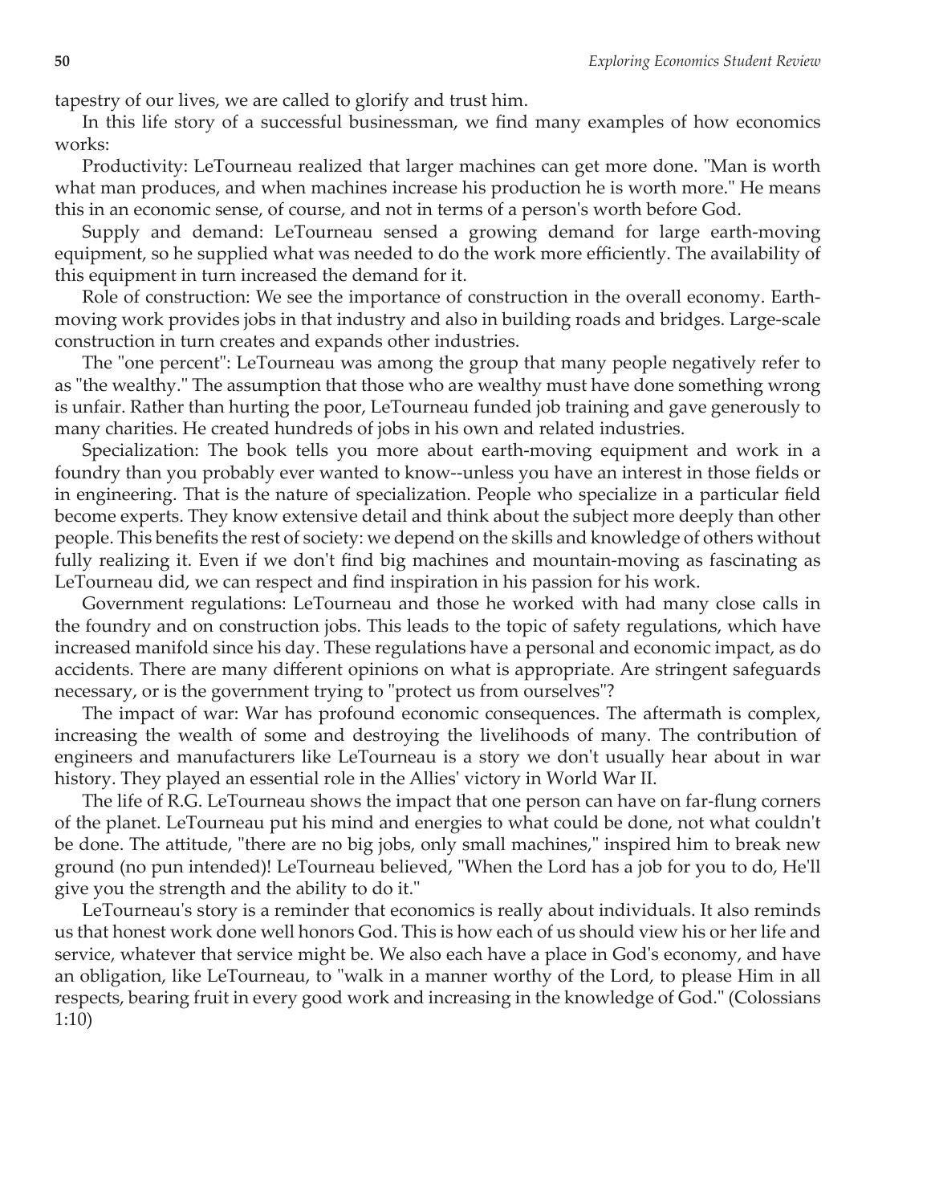tapestry of our lives, we are called to glorify and trust him.

In this life story of a successful businessman, we find many examples of how economics works:

Productivity: LeTourneau realized that larger machines can get more done. "Man is worth what man produces, and when machines increase his production he is worth more." He means this in an economic sense, of course, and not in terms of a person's worth before God.

Supply and demand: LeTourneau sensed a growing demand for large earth-moving equipment, so he supplied what was needed to do the work more efficiently. The availability of this equipment in turn increased the demand for it.

Role of construction: We see the importance of construction in the overall economy. Earth-moving work provides jobs in that industry and also in building roads and bridges. Large-scale construction in turn creates and expands other industries.

The "one percent": LeTourneau was among the group that many people negatively refer to as "the wealthy." The assumption that those who are wealthy must have done something wrong is unfair. Rather than hurting the poor, LeTourneau funded job training and gave generously to many charities. He created hundreds of jobs in his own and related industries.

Specialization: The book tells you more about earth-moving equipment and work in a foundry than you probably ever wanted to know--unless you have an interest in those fields or in engineering. That is the nature of specialization. People who specialize in a particular field become experts. They know extensive detail and think about the subject more deeply than other people. This benefits the rest of society: we depend on the skills and knowledge of others without fully realizing it. Even if we don't find big machines and mountain-moving as fascinating as LeTourneau did, we can respect and find inspiration in his passion for his work.

Government regulations: LeTourneau and those he worked with had many close calls in the foundry and on construction jobs. This leads to the topic of safety regulations, which have increased manifold since his day. These regulations have a personal and economic impact, as do accidents. There are many different opinions on what is appropriate. Are stringent safeguards necessary, or is the government trying to "protect us from ourselves"?

The impact of war: War has profound economic consequences. The aftermath is complex, increasing the wealth of some and destroying the livelihoods of many. The contribution of engineers and manufacturers like LeTourneau is a story we don't usually hear about in war history. They played an essential role in the Allies' victory in World War II.

The life of R.G. LeTourneau shows the impact that one person can have on far-flung corners of the planet. LeTourneau put his mind and energies to what could be done, not what couldn't be done. The attitude, "there are no big jobs, only small machines," inspired him to break new ground (no pun intended)! LeTourneau believed, "When the Lord has a job for you to do, He'll give you the strength and the ability to do it."

LeTourneau's story is a reminder that economics is really about individuals. It also reminds us that honest work done well honors God. This is how each of us should view his or her life and service, whatever that service might be. We also each have a place in God's economy, and have an obligation, like LeTourneau, to "walk in a manner worthy of the Lord, to please Him in all respects, bearing fruit in every good work and increasing in the knowledge of God." (Colossians 1:10)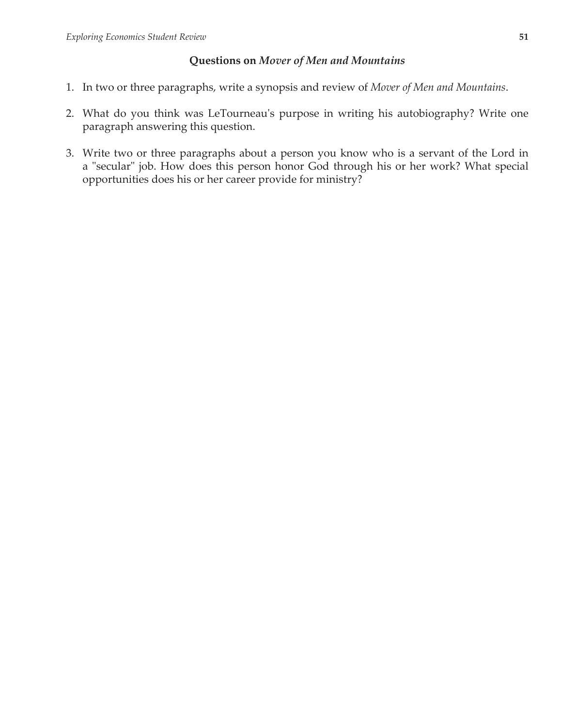## Questions on *Mover of Men and Mountains*

1. In two or three paragraphs, write a synopsis and review of *Mover of Men and Mountains*.

2. What do you think was LeTourneau's purpose in writing his autobiography? Write one paragraph answering this question.

3. Write two or three paragraphs about a person you know who is a servant of the Lord in a "secular" job. How does this person honor God through his or her work? What special opportunities does his or her career provide for ministry?